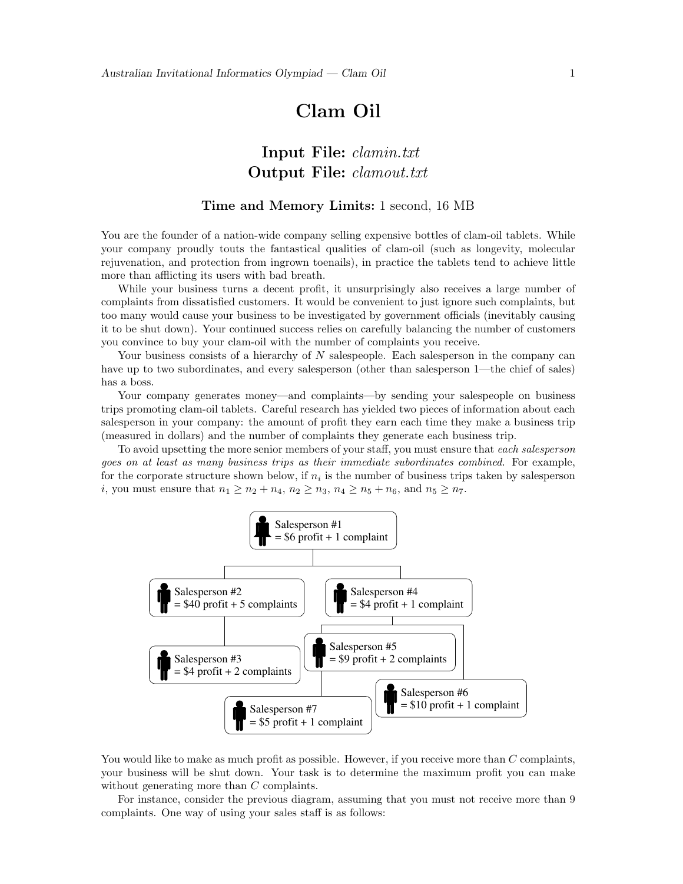# Clam Oil

## Input File: *clamin.txt*
## Output File: *clamout.txt*

### Time and Memory Limits: 1 second, 16 MB

You are the founder of a nation-wide company selling expensive bottles of clam-oil tablets. While your company proudly touts the fantastical qualities of clam-oil (such as longevity, molecular rejuvenation, and protection from ingrown toenails), in practice the tablets tend to achieve little more than afflicting its users with bad breath.

While your business turns a decent profit, it unsurprisingly also receives a large number of complaints from dissatisfied customers. It would be convenient to just ignore such complaints, but too many would cause your business to be investigated by government officials (inevitably causing it to be shut down). Your continued success relies on carefully balancing the number of customers you convince to buy your clam-oil with the number of complaints you receive.

Your business consists of a hierarchy of $N$ salespeople. Each salesperson in the company can have up to two subordinates, and every salesperson (other than salesperson 1—the chief of sales) has a boss.

Your company generates money—and complaints—by sending your salespeople on business trips promoting clam-oil tablets. Careful research has yielded two pieces of information about each salesperson in your company: the amount of profit they earn each time they make a business trip (measured in dollars) and the number of complaints they generate each business trip.

To avoid upsetting the more senior members of your staff, you must ensure that *each salesperson goes on at least as many business trips as their immediate subordinates combined*. For example, for the corporate structure shown below, if $n_i$ is the number of business trips taken by salesperson $i$, you must ensure that $n_1 \geq n_2 + n_4$, $n_2 \geq n_3$, $n_4 \geq n_5 + n_6$, and $n_5 \geq n_7$.

Salesperson #1 = \$6 profit + 1 complaint

Salesperson #2 = \$40 profit + 5 complaints

Salesperson #4 = \$4 profit + 1 complaint

Salesperson #3 = \$4 profit + 2 complaints

Salesperson #5 = \$9 profit + 2 complaints

Salesperson #6 = \$10 profit + 1 complaint

Salesperson #7 = \$5 profit + 1 complaint

You would like to make as much profit as possible. However, if you receive more than $C$ complaints, your business will be shut down. Your task is to determine the maximum profit you can make without generating more than $C$ complaints.

For instance, consider the previous diagram, assuming that you must not receive more than 9 complaints. One way of using your sales staff is as follows: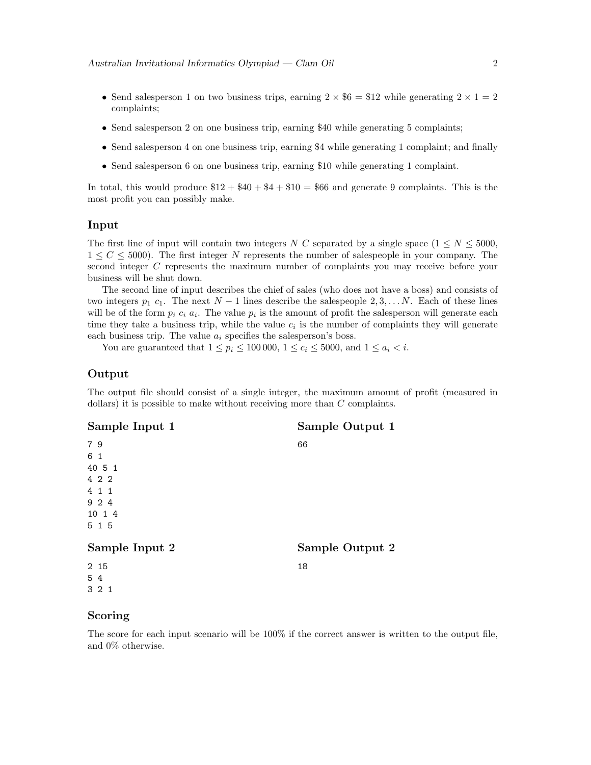- Send salesperson 1 on two business trips, earning $2 \times \$6 = \$12$ while generating $2 \times 1 = 2$ complaints;
- Send salesperson 2 on one business trip, earning \$40 while generating 5 complaints;
- Send salesperson 4 on one business trip, earning \$4 while generating 1 complaint; and finally
- Send salesperson 6 on one business trip, earning \$10 while generating 1 complaint.

In total, this would produce $\$12 + \$40 + \$4 + \$10 = \$66$ and generate 9 complaints. This is the most profit you can possibly make.

## Input

The first line of input will contain two integers $N$ $C$ separated by a single space ($1 \leq N \leq 5000$, $1 \leq C \leq 5000$). The first integer $N$ represents the number of salespeople in your company. The second integer $C$ represents the maximum number of complaints you may receive before your business will be shut down.

The second line of input describes the chief of sales (who does not have a boss) and consists of two integers $p_1$ $c_1$. The next $N-1$ lines describe the salespeople $2, 3, \ldots N$. Each of these lines will be of the form $p_i$ $c_i$ $a_i$. The value $p_i$ is the amount of profit the salesperson will generate each time they take a business trip, while the value $c_i$ is the number of complaints they will generate each business trip. The value $a_i$ specifies the salesperson's boss.

You are guaranteed that $1 \leq p_i \leq 100\,000$, $1 \leq c_i \leq 5000$, and $1 \leq a_i < i$.

## Output

The output file should consist of a single integer, the maximum amount of profit (measured in dollars) it is possible to make without receiving more than $C$ complaints.

### Sample Input 1

```
7 9
6 1
40 5 1
4 2 2
4 1 1
9 2 4
10 1 4
5 1 5
```

### Sample Output 1

```
66
```

### Sample Input 2

```
2 15
5 4
3 2 1
```

### Sample Output 2

```
18
```

## Scoring

The score for each input scenario will be 100% if the correct answer is written to the output file, and 0% otherwise.